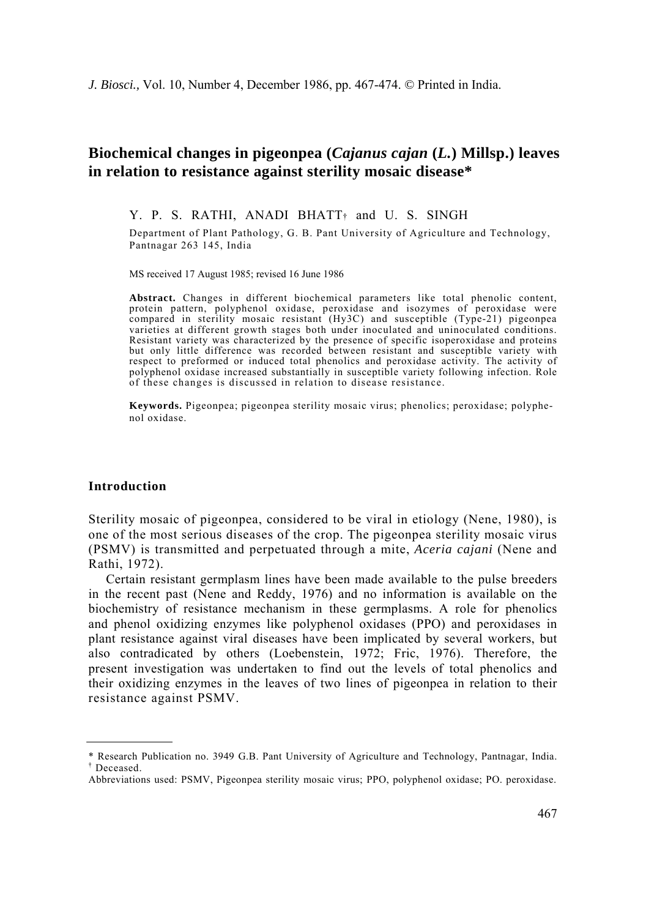# Biochemical changes in pigeonpea (*Cajanus cajan* (*L.*) Millsp.) leaves in relation to resistance against sterility mosaic disease*

Y. P. S. RATHI, ANADI BHATT† and U. S. SINGH

Department of Plant Pathology, G. B. Pant University of Agriculture and Technology, Pantnagar 263 145, India

MS received 17 August 1985; revised 16 June 1986

**Abstract.** Changes in different biochemical parameters like total phenolic content, protein pattern, polyphenol oxidase, peroxidase and isozymes of peroxidase were compared in sterility mosaic resistant (Hy3C) and susceptible (Type-21) pigeonpea varieties at different growth stages both under inoculated and uninoculated conditions. Resistant variety was characterized by the presence of specific isoperoxidase and proteins but only little difference was recorded between resistant and susceptible variety with respect to preformed or induced total phenolics and peroxidase activity. The activity of polyphenol oxidase increased substantially in susceptible variety following infection. Role of these changes is discussed in relation to disease resistance.

**Keywords.** Pigeonpea; pigeonpea sterility mosaic virus; phenolics; peroxidase; polyphenol oxidase.

## Introduction

Sterility mosaic of pigeonpea, considered to be viral in etiology (Nene, 1980), is one of the most serious diseases of the crop. The pigeonpea sterility mosaic virus (PSMV) is transmitted and perpetuated through a mite, *Aceria cajani* (Nene and Rathi, 1972).

Certain resistant germplasm lines have been made available to the pulse breeders in the recent past (Nene and Reddy, 1976) and no information is available on the biochemistry of resistance mechanism in these germplasms. A role for phenolics and phenol oxidizing enzymes like polyphenol oxidases (PPO) and peroxidases in plant resistance against viral diseases have been implicated by several workers, but also contradicated by others (Loebenstein, 1972; Fric, 1976). Therefore, the present investigation was undertaken to find out the levels of total phenolics and their oxidizing enzymes in the leaves of two lines of pigeonpea in relation to their resistance against PSMV.

---

\* Research Publication no. 3949 G.B. Pant University of Agriculture and Technology, Pantnagar, India.
† Deceased.
Abbreviations used: PSMV, Pigeonpea sterility mosaic virus; PPO, polyphenol oxidase; PO. peroxidase.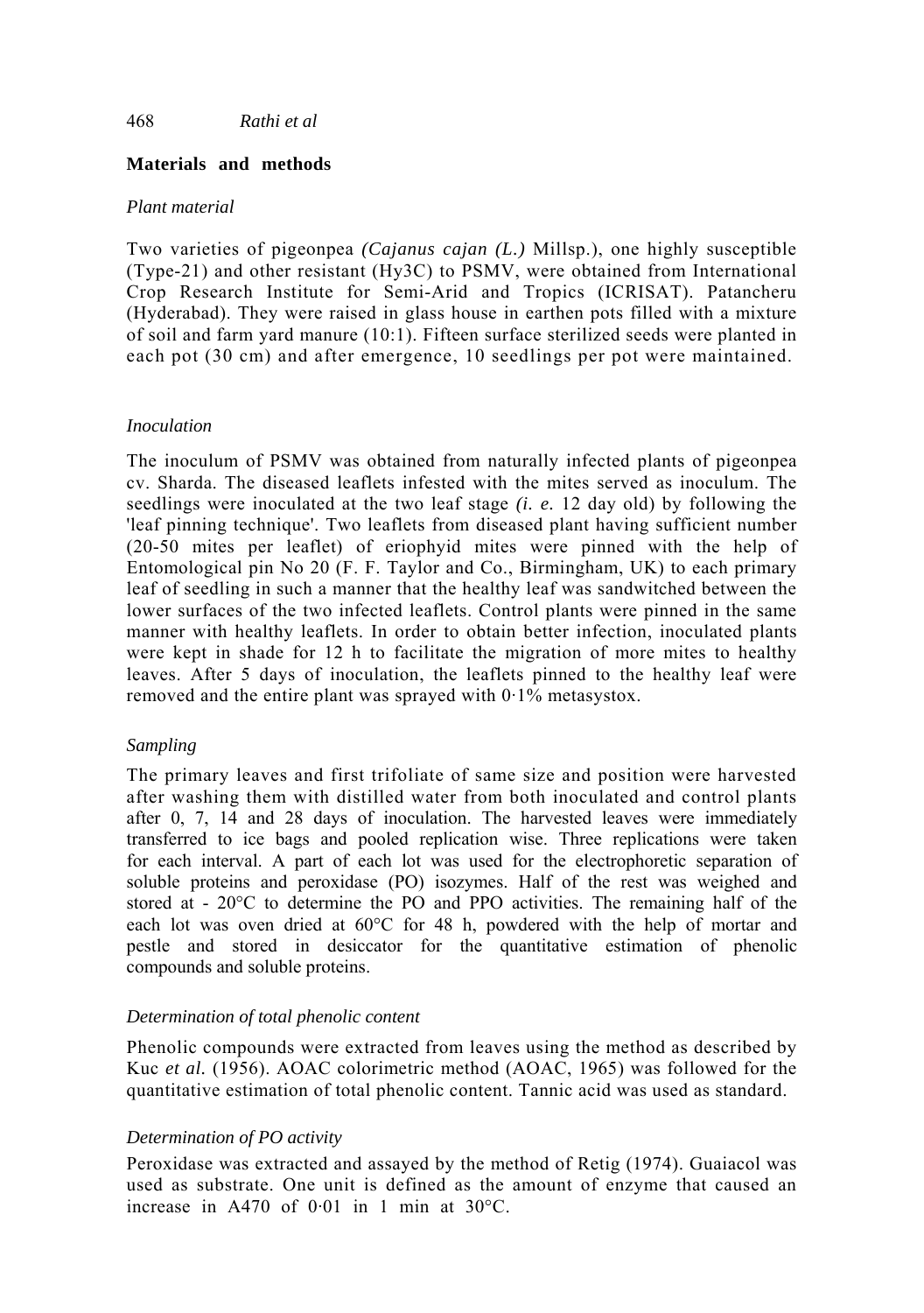## Materials and methods

### *Plant material*

Two varieties of pigeonpea *(Cajanus cajan (L.)* Millsp.), one highly susceptible (Type-21) and other resistant (Hy3C) to PSMV, were obtained from International Crop Research Institute for Semi-Arid and Tropics (ICRISAT). Patancheru (Hyderabad). They were raised in glass house in earthen pots filled with a mixture of soil and farm yard manure (10:1). Fifteen surface sterilized seeds were planted in each pot (30 cm) and after emergence, 10 seedlings per pot were maintained.

### *Inoculation*

The inoculum of PSMV was obtained from naturally infected plants of pigeonpea cv. Sharda. The diseased leaflets infested with the mites served as inoculum. The seedlings were inoculated at the two leaf stage *(i. e.* 12 day old) by following the 'leaf pinning technique'. Two leaflets from diseased plant having sufficient number (20-50 mites per leaflet) of eriophyid mites were pinned with the help of Entomological pin No 20 (F. F. Taylor and Co., Birmingham, UK) to each primary leaf of seedling in such a manner that the healthy leaf was sandwitched between the lower surfaces of the two infected leaflets. Control plants were pinned in the same manner with healthy leaflets. In order to obtain better infection, inoculated plants were kept in shade for 12 h to facilitate the migration of more mites to healthy leaves. After 5 days of inoculation, the leaflets pinned to the healthy leaf were removed and the entire plant was sprayed with 0·1% metasystox.

### *Sampling*

The primary leaves and first trifoliate of same size and position were harvested after washing them with distilled water from both inoculated and control plants after 0, 7, 14 and 28 days of inoculation. The harvested leaves were immediately transferred to ice bags and pooled replication wise. Three replications were taken for each interval. A part of each lot was used for the electrophoretic separation of soluble proteins and peroxidase (PO) isozymes. Half of the rest was weighed and stored at - 20°C to determine the PO and PPO activities. The remaining half of the each lot was oven dried at 60°C for 48 h, powdered with the help of mortar and pestle and stored in desiccator for the quantitative estimation of phenolic compounds and soluble proteins.

### *Determination of total phenolic content*

Phenolic compounds were extracted from leaves using the method as described by Kuc *et al.* (1956). AOAC colorimetric method (AOAC, 1965) was followed for the quantitative estimation of total phenolic content. Tannic acid was used as standard.

### *Determination of PO activity*

Peroxidase was extracted and assayed by the method of Retig (1974). Guaiacol was used as substrate. One unit is defined as the amount of enzyme that caused an increase in $A_{470}$ of 0·01 in 1 min at 30°C.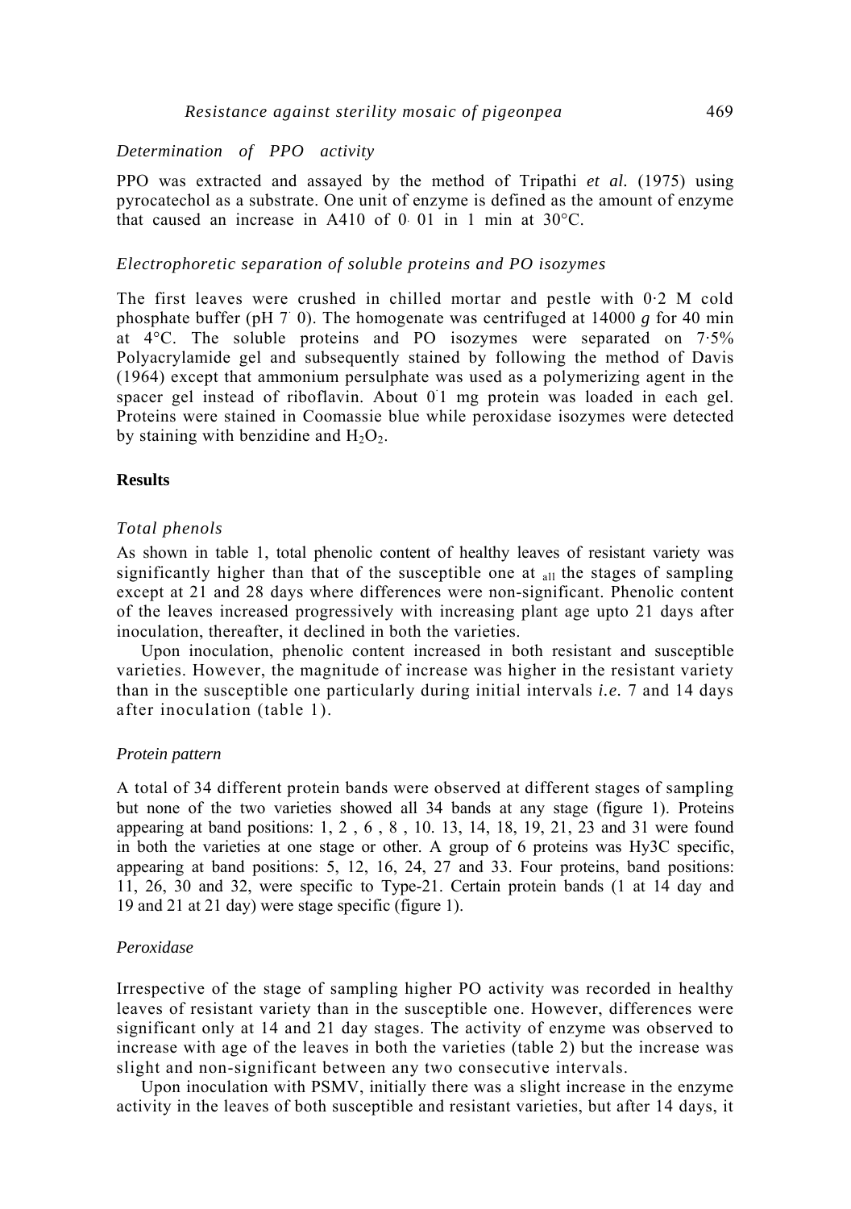### *Determination of PPO activity*

PPO was extracted and assayed by the method of Tripathi *et al.* (1975) using pyrocatechol as a substrate. One unit of enzyme is defined as the amount of enzyme that caused an increase in A410 of 0·01 in 1 min at 30°C.

### *Electrophoretic separation of soluble proteins and PO isozymes*

The first leaves were crushed in chilled mortar and pestle with 0·2 M cold phosphate buffer (pH 7·0). The homogenate was centrifuged at 14000 *g* for 40 min at 4°C. The soluble proteins and PO isozymes were separated on 7·5% Polyacrylamide gel and subsequently stained by following the method of Davis (1964) except that ammonium persulphate was used as a polymerizing agent in the spacer gel instead of riboflavin. About 0·1 mg protein was loaded in each gel. Proteins were stained in Coomassie blue while peroxidase isozymes were detected by staining with benzidine and $H_2O_2$.

## **Results**

### *Total phenols*

As shown in table 1, total phenolic content of healthy leaves of resistant variety was significantly higher than that of the susceptible one at all the stages of sampling except at 21 and 28 days where differences were non-significant. Phenolic content of the leaves increased progressively with increasing plant age upto 21 days after inoculation, thereafter, it declined in both the varieties.

Upon inoculation, phenolic content increased in both resistant and susceptible varieties. However, the magnitude of increase was higher in the resistant variety than in the susceptible one particularly during initial intervals *i.e.* 7 and 14 days after inoculation (table 1).

### *Protein pattern*

A total of 34 different protein bands were observed at different stages of sampling but none of the two varieties showed all 34 bands at any stage (figure 1). Proteins appearing at band positions: 1, 2 , 6 , 8 , 10. 13, 14, 18, 19, 21, 23 and 31 were found in both the varieties at one stage or other. A group of 6 proteins was Hy3C specific, appearing at band positions: 5, 12, 16, 24, 27 and 33. Four proteins, band positions: 11, 26, 30 and 32, were specific to Type-21. Certain protein bands (1 at 14 day and 19 and 21 at 21 day) were stage specific (figure 1).

### *Peroxidase*

Irrespective of the stage of sampling higher PO activity was recorded in healthy leaves of resistant variety than in the susceptible one. However, differences were significant only at 14 and 21 day stages. The activity of enzyme was observed to increase with age of the leaves in both the varieties (table 2) but the increase was slight and non-significant between any two consecutive intervals.

Upon inoculation with PSMV, initially there was a slight increase in the enzyme activity in the leaves of both susceptible and resistant varieties, but after 14 days, it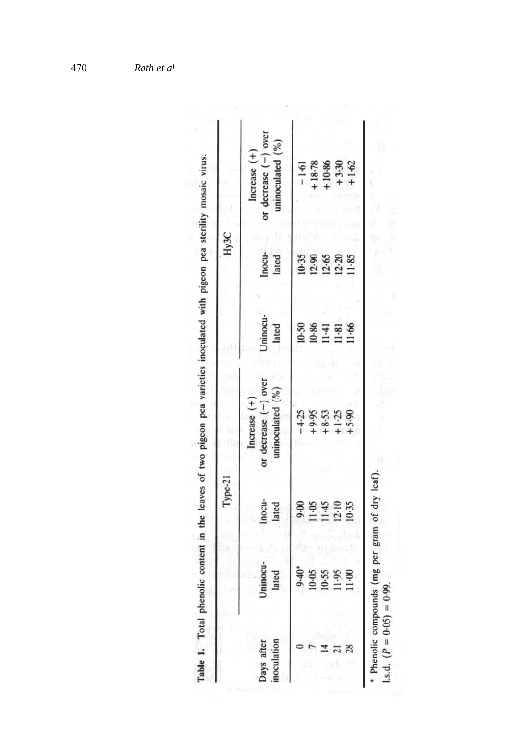**Table 1.** Total phenolic content in the leaves of two pigeon pea varieties inoculated with pigeon pea sterility mosaic virus.

| Days after inoculation | Type-21 | | | Hy3C | | |
|---|---|---|---|---|---|---|
| | Uninoculated | Inoculated | Increase (+) or decrease (−) over uninoculated (%) | Uninoculated | Inoculated | Increase (+) or decrease (−) over uninoculated (%) |
| 0 | 9·40* | 9·00 | −4·25 | 10·50 | 10·35 | −1·61 |
| 7 | 10·05 | 11·05 | +9·95 | 10·86 | 12·90 | +18·78 |
| 14 | 10·55 | 11·45 | +8·53 | 11·41 | 12·65 | +10·86 |
| 21 | 11·95 | 12·10 | +1·25 | 11·81 | 12·20 | +3·30 |
| 28 | 11·00 | 10·35 | +5·90 | 11·66 | 11·85 | +1·62 |

\* Phenolic compounds (mg per gram of dry leaf).
l.s.d. ($P = 0{\cdot}05$) = 0·99.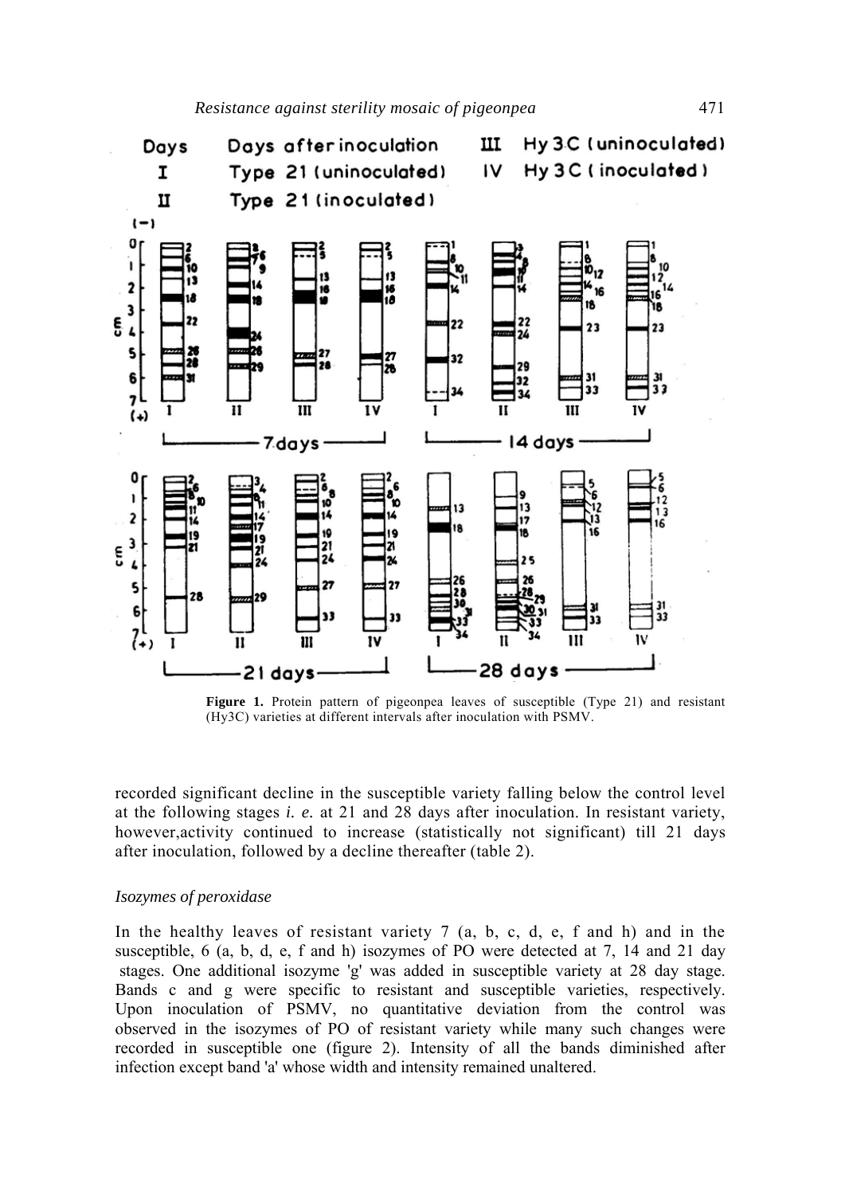**Figure 1.** Protein pattern of pigeonpea leaves of susceptible (Type 21) and resistant (Hy3C) varieties at different intervals after inoculation with PSMV.

recorded significant decline in the susceptible variety falling below the control level at the following stages *i. e.* at 21 and 28 days after inoculation. In resistant variety, however,activity continued to increase (statistically not significant) till 21 days after inoculation, followed by a decline thereafter (table 2).

*Isozymes of peroxidase*

In the healthy leaves of resistant variety 7 (a, b, c, d, e, f and h) and in the susceptible, 6 (a, b, d, e, f and h) isozymes of PO were detected at 7, 14 and 21 day stages. One additional isozyme 'g' was added in susceptible variety at 28 day stage. Bands c and g were specific to resistant and susceptible varieties, respectively. Upon inoculation of PSMV, no quantitative deviation from the control was observed in the isozymes of PO of resistant variety while many such changes were recorded in susceptible one (figure 2). Intensity of all the bands diminished after infection except band 'a' whose width and intensity remained unaltered.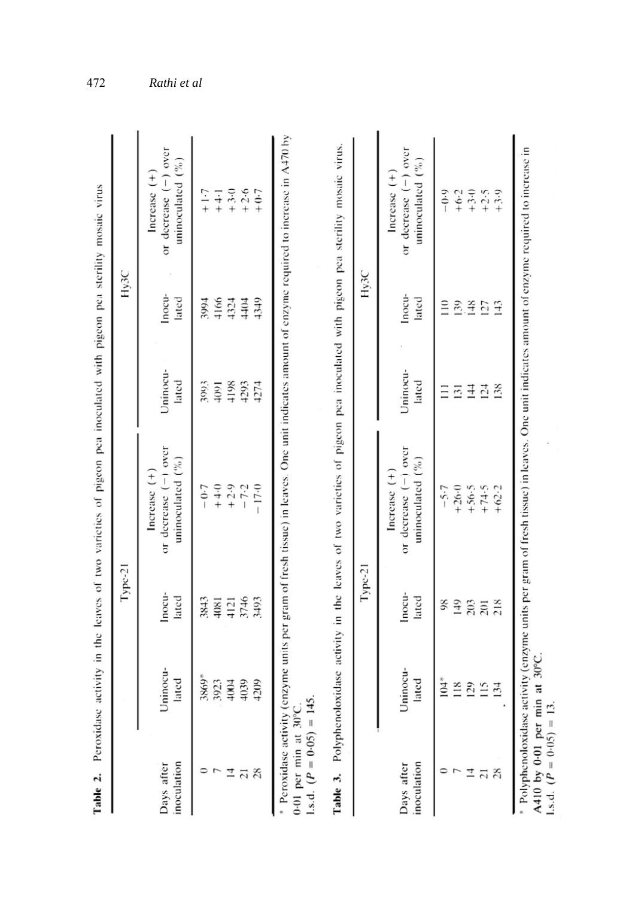**Table 2.** Peroxidase activity in the leaves of two varieties of pigeon pea inoculated with pigeon pea sterility mosaic virus

| Days after inoculation | Type-21 | | | Hy3C | | |
|---|---|---|---|---|---|---|
| | Uninoculated | Inoculated | Increase (+) or decrease (−) over uninoculated (%) | Uninoculated | Inoculated | Increase (+) or decrease (−) over uninoculated (%) |
| 0 | 3869* | 3843 | −0·7 | 3993 | 3994 | +1·7 |
| 7 | 3923 | 4081 | +4·0 | 4091 | 4166 | +4·1 |
| 14 | 4004 | 4121 | +2·9 | 4198 | 4324 | +3·0 |
| 21 | 4039 | 3746 | −7·2 | 4293 | 4404 | +2·6 |
| 28 | 4209 | 3493 | −17·0 | 4274 | 4349 | +0·7 |

\* Peroxidase activity (enzyme units per gram of fresh tissue) in leaves. One unit indicates amount of enzyme required to increase in A470 by 0·01 per min at 30°C.
l.s.d. ($P = 0{\cdot}05$) = 145.

**Table 3.** Polyphenoloxidase activity in the leaves of two varieties of pigeon pea inoculated with pigeon pea sterility mosaic virus.

| Days after inoculation | Type-21 | | | Hy3C | | |
|---|---|---|---|---|---|---|
| | Uninoculated | Inoculated | Increase (+) or decrease (−) over uninoculated (%) | Uninoculated | Inoculated | Increase (+) or decrease (−) over uninoculated (%) |
| 0 | 104* | 98 | −5·7 | 111 | 110 | −0·9 |
| 7 | 118 | 149 | +26·0 | 131 | 139 | +6·2 |
| 14 | 129 | 203 | +56·5 | 144 | 148 | +3·0 |
| 21 | 115 | 201 | +74·5 | 124 | 127 | +2·5 |
| 28 | 134 | 218 | +62·2 | 138 | 143 | +3·9 |

\* Polyphenoloxidase activity (enzyme units per gram of fresh tissue) in leaves. One unit indicates amount of enzyme required to increase in A410 by 0·01 per min at 30°C.
l.s.d. ($P = 0{\cdot}05$) = 13.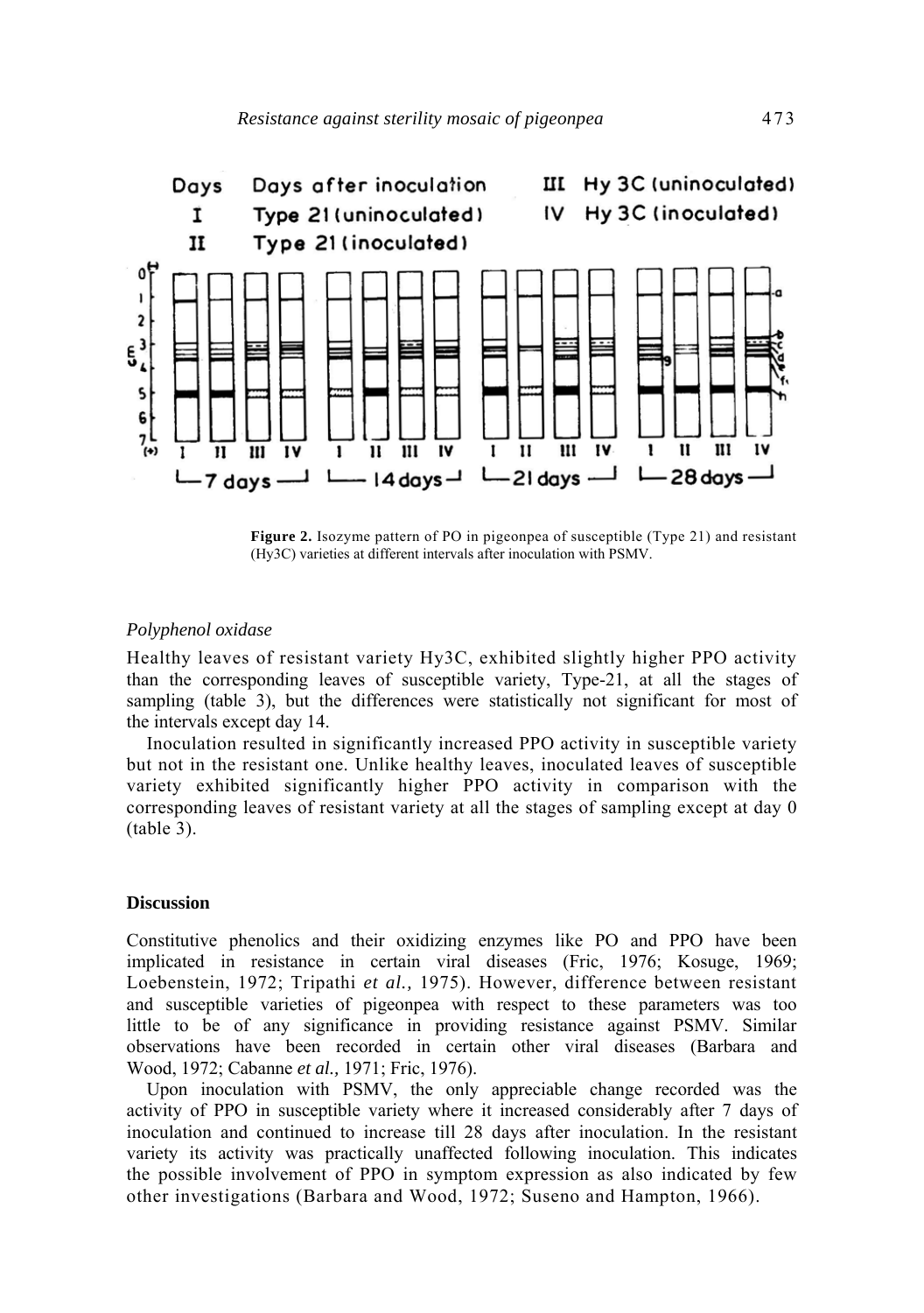**Figure 2.** Isozyme pattern of PO in pigeonpea of susceptible (Type 21) and resistant (Hy3C) varieties at different intervals after inoculation with PSMV.

### *Polyphenol oxidase*

Healthy leaves of resistant variety Hy3C, exhibited slightly higher PPO activity than the corresponding leaves of susceptible variety, Type-21, at all the stages of sampling (table 3), but the differences were statistically not significant for most of the intervals except day 14.

Inoculation resulted in significantly increased PPO activity in susceptible variety but not in the resistant one. Unlike healthy leaves, inoculated leaves of susceptible variety exhibited significantly higher PPO activity in comparison with the corresponding leaves of resistant variety at all the stages of sampling except at day 0 (table 3).

## Discussion

Constitutive phenolics and their oxidizing enzymes like PO and PPO have been implicated in resistance in certain viral diseases (Fric, 1976; Kosuge, 1969; Loebenstein, 1972; Tripathi *et al.,* 1975). However, difference between resistant and susceptible varieties of pigeonpea with respect to these parameters was too little to be of any significance in providing resistance against PSMV. Similar observations have been recorded in certain other viral diseases (Barbara and Wood, 1972; Cabanne *et al.,* 1971; Fric, 1976).

Upon inoculation with PSMV, the only appreciable change recorded was the activity of PPO in susceptible variety where it increased considerably after 7 days of inoculation and continued to increase till 28 days after inoculation. In the resistant variety its activity was practically unaffected following inoculation. This indicates the possible involvement of PPO in symptom expression as also indicated by few other investigations (Barbara and Wood, 1972; Suseno and Hampton, 1966).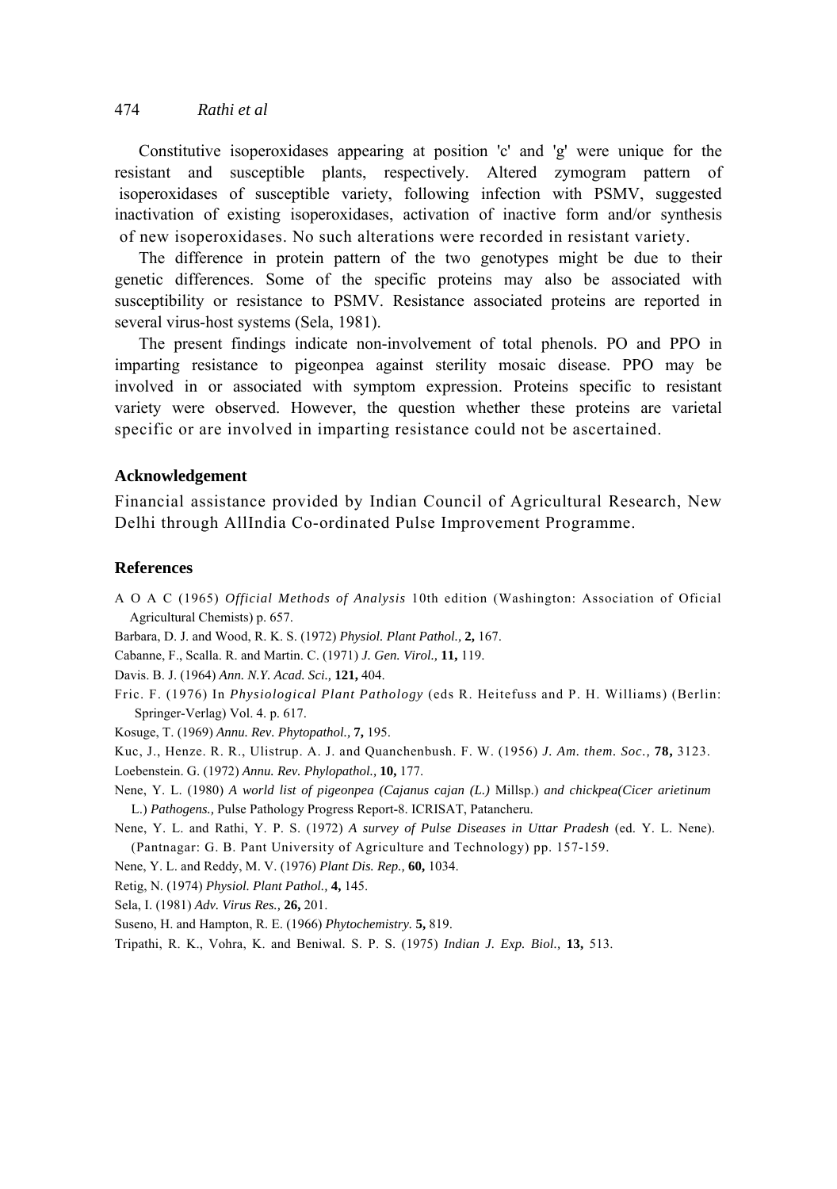Constitutive isoperoxidases appearing at position 'c' and 'g' were unique for the resistant and susceptible plants, respectively. Altered zymogram pattern of isoperoxidases of susceptible variety, following infection with PSMV, suggested inactivation of existing isoperoxidases, activation of inactive form and/or synthesis of new isoperoxidases. No such alterations were recorded in resistant variety.

The difference in protein pattern of the two genotypes might be due to their genetic differences. Some of the specific proteins may also be associated with susceptibility or resistance to PSMV. Resistance associated proteins are reported in several virus-host systems (Sela, 1981).

The present findings indicate non-involvement of total phenols. PO and PPO in imparting resistance to pigeonpea against sterility mosaic disease. PPO may be involved in or associated with symptom expression. Proteins specific to resistant variety were observed. However, the question whether these proteins are varietal specific or are involved in imparting resistance could not be ascertained.

## Acknowledgement

Financial assistance provided by Indian Council of Agricultural Research, New Delhi through AllIndia Co-ordinated Pulse Improvement Programme.

## References

A O A C (1965) *Official Methods of Analysis* 10th edition (Washington: Association of Oficial Agricultural Chemists) p. 657.

Barbara, D. J. and Wood, R. K. S. (1972) *Physiol. Plant Pathol.,* **2,** 167.

Cabanne, F., Scalla. R. and Martin. C. (1971) *J. Gen. Virol.,* **11,** 119.

Davis. B. J. (1964) *Ann. N.Y. Acad. Sci.,* **121,** 404.

Fric. F. (1976) In *Physiological Plant Pathology* (eds R. Heitefuss and P. H. Williams) (Berlin: Springer-Verlag) Vol. 4. p. 617.

Kosuge, T. (1969) *Annu. Rev. Phytopathol.,* **7,** 195.

Kuc, J., Henze. R. R., Ulistrup. A. J. and Quanchenbush. F. W. (1956) *J. Am. them. Soc.,* **78,** 3123.

Loebenstein. G. (1972) *Annu. Rev. Phylopathol.,* **10,** 177.

Nene, Y. L. (1980) *A world list of pigeonpea (Cajanus cajan (L.)* Millsp.) *and chickpea(Cicer arietinum* L.) *Pathogens.,* Pulse Pathology Progress Report-8. ICRISAT, Patancheru.

Nene, Y. L. and Rathi, Y. P. S. (1972) *A survey of Pulse Diseases in Uttar Pradesh* (ed. Y. L. Nene). (Pantnagar: G. B. Pant University of Agriculture and Technology) pp. 157-159.

Nene, Y. L. and Reddy, M. V. (1976) *Plant Dis. Rep.,* **60,** 1034.

Retig, N. (1974) *Physiol. Plant Pathol.,* **4,** 145.

Sela, I. (1981) *Adv. Virus Res.,* **26,** 201.

Suseno, H. and Hampton, R. E. (1966) *Phytochemistry.* **5,** 819.

Tripathi, R. K., Vohra, K. and Beniwal. S. P. S. (1975) *Indian J. Exp. Biol.,* **13,** 513.